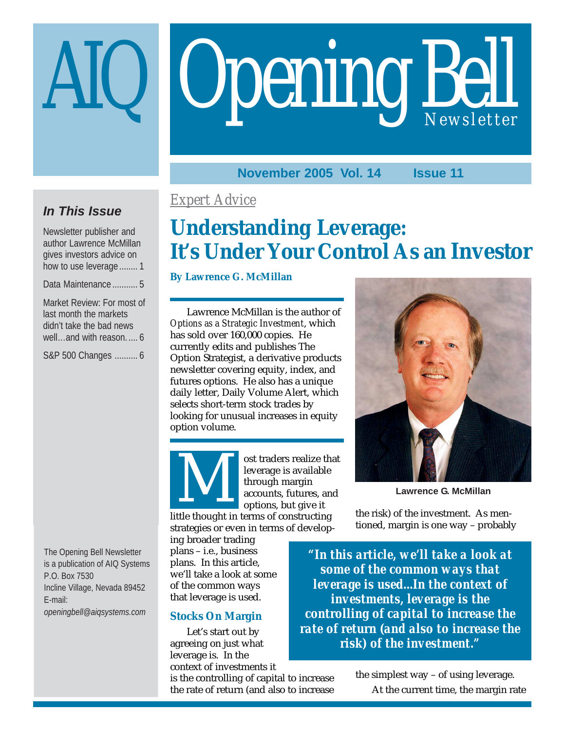# AIQ Opening Bell Newsletter

November 2005 Vol. 14 Issue 11

### In This Issue

Newsletter publisher and author Lawrence McMillan gives investors advice on how to use leverage........ 1

Data Maintenance........... 5

Market Review: For most of last month the markets didn't take the bad news well…and with reason..... 6

S&P 500 Changes .......... 6

The Opening Bell Newsletter is a publication of AIQ Systems
P.O. Box 7530
Incline Village, Nevada 89452
E-mail:
*openingbell@aiqsystems.com*

*Expert Advice*

# Understanding Leverage: It's Under Your Control As an Investor

**By Lawrence G. McMillan**

Lawrence McMillan is the author of *Options as a Strategic Investment*, which has sold over 160,000 copies. He currently edits and publishes The Option Strategist, a derivative products newsletter covering equity, index, and futures options. He also has a unique daily letter, Daily Volume Alert, which selects short-term stock trades by looking for unusual increases in equity option volume.

Lawrence G. McMillan

Most traders realize that leverage is available through margin accounts, futures, and options, but give it little thought in terms of constructing strategies or even in terms of developing broader trading plans – i.e., business plans. In this article, we'll take a look at some of the common ways that leverage is used.

> *"In this article, we'll take a look at some of the common ways that leverage is used…In the context of investments, leverage is the controlling of capital to increase the rate of return (and also to increase the risk) of the investment."*

### Stocks On Margin

Let's start out by agreeing on just what leverage is. In the context of investments it is the controlling of capital to increase the rate of return (and also to increase the risk) of the investment. As mentioned, margin is one way – probably the simplest way – of using leverage.

At the current time, the margin rate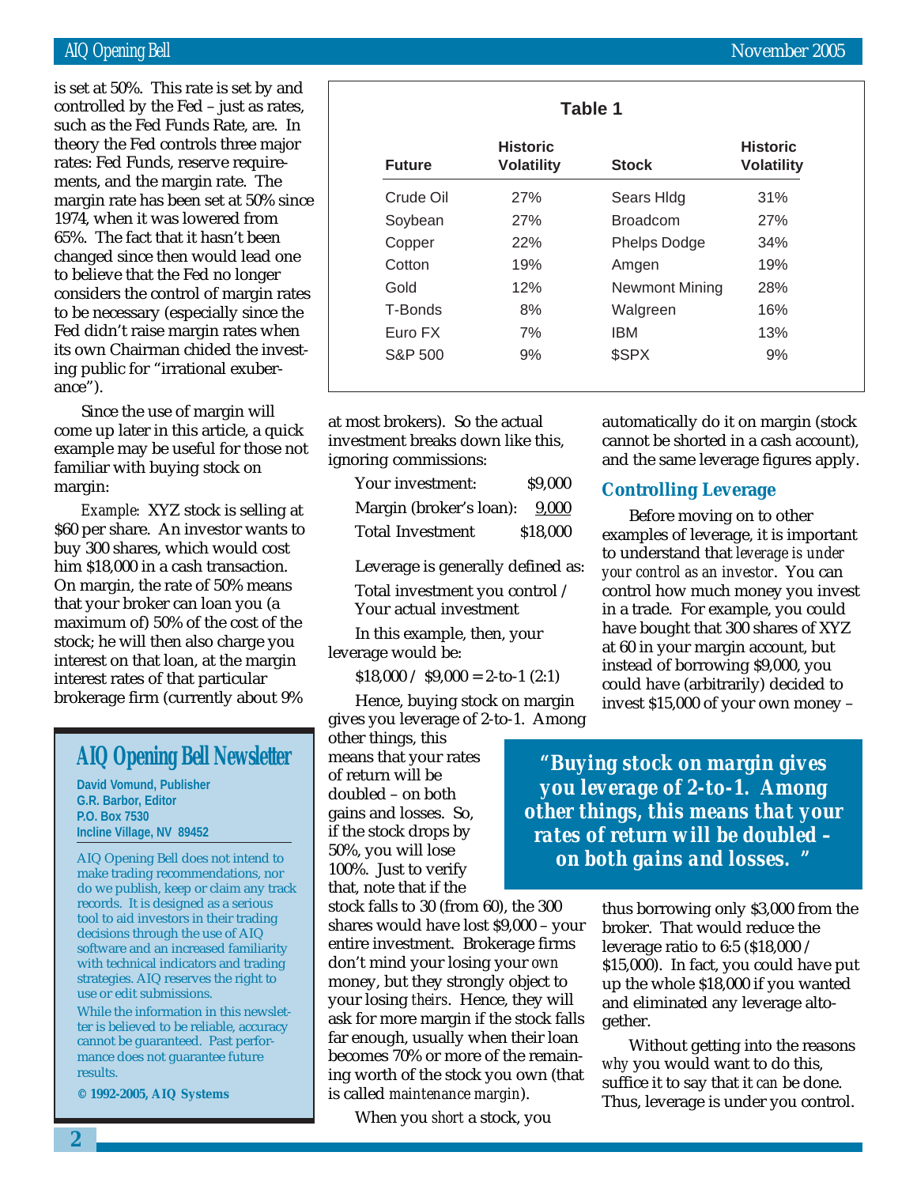is set at 50%. This rate is set by and controlled by the Fed – just as rates, such as the Fed Funds Rate, are. In theory the Fed controls three major rates: Fed Funds, reserve requirements, and the margin rate. The margin rate has been set at 50% since 1974, when it was lowered from 65%. The fact that it hasn't been changed since then would lead one to believe that the Fed no longer considers the control of margin rates to be necessary (especially since the Fed didn't raise margin rates when its own Chairman chided the investing public for "irrational exuberance").

Since the use of margin will come up later in this article, a quick example may be useful for those not familiar with buying stock on margin:

*Example:* XYZ stock is selling at $60 per share. An investor wants to buy 300 shares, which would cost him $18,000 in a cash transaction. On margin, the rate of 50% means that your broker can loan you (a maximum of) 50% of the cost of the stock; he will then also charge you interest on that loan, at the margin interest rates of that particular brokerage firm (currently about 9% at most brokers). So the actual investment breaks down like this, ignoring commissions:

| | |
|---|---|
| Your investment: | $9,000 |
| Margin (broker's loan): | 9,000 |
| Total Investment | $18,000 |

Leverage is generally defined as:

Total investment you control / Your actual investment

In this example, then, your leverage would be:

$18,000 / $9,000 = 2-to-1 (2:1)

Hence, buying stock on margin gives you leverage of 2-to-1. Among other things, this means that your rates of return will be doubled – on both gains and losses. So, if the stock drops by 50%, you will lose 100%. Just to verify that, note that if the stock falls to 30 (from 60), the 300 shares would have lost $9,000 – your entire investment. Brokerage firms don't mind your losing your *own* money, but they strongly object to your losing *theirs*. Hence, they will ask for more margin if the stock falls far enough, usually when their loan becomes 70% or more of the remaining worth of the stock you own (that is called *maintenance margin*).

When you *short* a stock, you automatically do it on margin (stock cannot be shorted in a cash account), and the same leverage figures apply.

> ***"Buying stock on margin gives you leverage of 2-to-1. Among other things, this means that your rates of return will be doubled – on both gains and losses."***

**Table 1**

| Future | Historic Volatility | Stock | Historic Volatility |
|---|---|---|---|
| Crude Oil | 27% | Sears Hldg | 31% |
| Soybean | 27% | Broadcom | 27% |
| Copper | 22% | Phelps Dodge | 34% |
| Cotton | 19% | Amgen | 19% |
| Gold | 12% | Newmont Mining | 28% |
| T-Bonds | 8% | Walgreen | 16% |
| Euro FX | 7% | IBM | 13% |
| S&P 500 | 9% | $SPX | 9% |

## Controlling Leverage

Before moving on to other examples of leverage, it is important to understand that *leverage is under your control as an investor*. You can control how much money you invest in a trade. For example, you could have bought that 300 shares of XYZ at 60 in your margin account, but instead of borrowing $9,000, you could have (arbitrarily) decided to invest $15,000 of your own money – thus borrowing only $3,000 from the broker. That would reduce the leverage ratio to 6:5 ($18,000 / $15,000). In fact, you could have put up the whole $18,000 if you wanted and eliminated any leverage altogether.

Without getting into the reasons *why* you would want to do this, suffice it to say that it *can* be done. Thus, leverage is under you control.

---

## AIQ Opening Bell Newsletter

**David Vomund, Publisher**
**G.R. Barbor, Editor**
**P.O. Box 7530**
**Incline Village, NV 89452**

AIQ Opening Bell does not intend to make trading recommendations, nor do we publish, keep or claim any track records. It is designed as a serious tool to aid investors in their trading decisions through the use of AIQ software and an increased familiarity with technical indicators and trading strategies. AIQ reserves the right to use or edit submissions.

While the information in this newsletter is believed to be reliable, accuracy cannot be guaranteed. Past performance does not guarantee future results.

**© 1992-2005, AIQ Systems**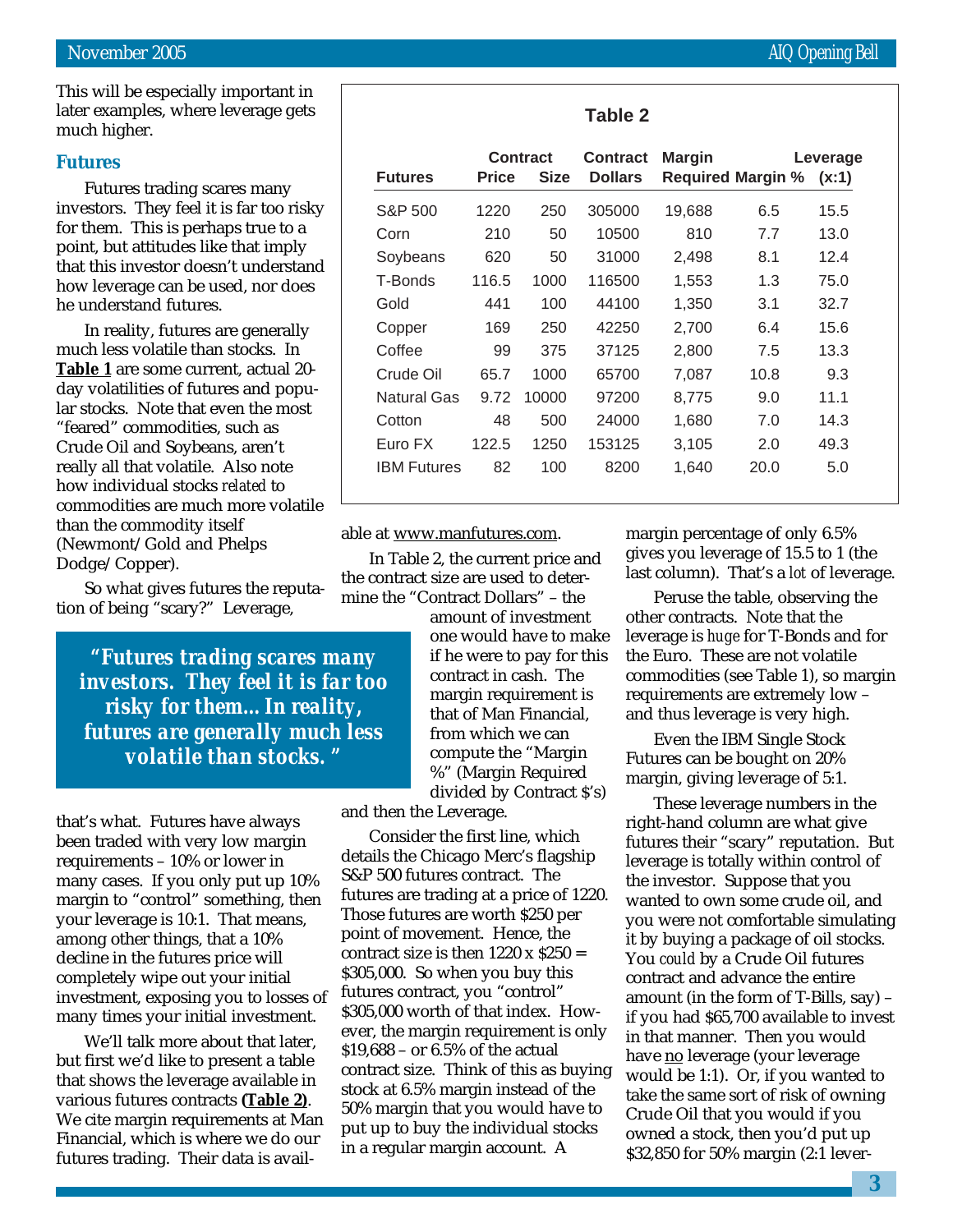This will be especially important in later examples, where leverage gets much higher.

## Futures

Futures trading scares many investors. They feel it is far too risky for them. This is perhaps true to a point, but attitudes like that imply that this investor doesn't understand how leverage can be used, nor does he understand futures.

In reality, futures are generally much less volatile than stocks. In **Table 1** are some current, actual 20-day volatilities of futures and popular stocks. Note that even the most "feared" commodities, such as Crude Oil and Soybeans, aren't really all that volatile. Also note how individual stocks *related* to commodities are much more volatile than the commodity itself (Newmont/Gold and Phelps Dodge/Copper).

So what gives futures the reputation of being "scary?" Leverage, that's what. Futures have always been traded with very low margin requirements – 10% or lower in many cases. If you only put up 10% margin to "control" something, then your leverage is 10:1. That means, among other things, that a 10% decline in the futures price will completely wipe out your initial investment, exposing you to losses of many times your initial investment.

> ***"Futures trading scares many investors. They feel it is far too risky for them…In reality, futures are generally much less volatile than stocks."***

We'll talk more about that later, but first we'd like to present a table that shows the leverage available in various futures contracts **(Table 2)**. We cite margin requirements at Man Financial, which is where we do our futures trading. Their data is available at www.manfutures.com.

**Table 2**

| Futures | Contract Price | Contract Size | Contract Dollars | Margin Required | Margin % | Leverage (x:1) |
|---|---|---|---|---|---|---|
| S&P 500 | 1220 | 250 | 305000 | 19,688 | 6.5 | 15.5 |
| Corn | 210 | 50 | 10500 | 810 | 7.7 | 13.0 |
| Soybeans | 620 | 50 | 31000 | 2,498 | 8.1 | 12.4 |
| T-Bonds | 116.5 | 1000 | 116500 | 1,553 | 1.3 | 75.0 |
| Gold | 441 | 100 | 44100 | 1,350 | 3.1 | 32.7 |
| Copper | 169 | 250 | 42250 | 2,700 | 6.4 | 15.6 |
| Coffee | 99 | 375 | 37125 | 2,800 | 7.5 | 13.3 |
| Crude Oil | 65.7 | 1000 | 65700 | 7,087 | 10.8 | 9.3 |
| Natural Gas | 9.72 | 10000 | 97200 | 8,775 | 9.0 | 11.1 |
| Cotton | 48 | 500 | 24000 | 1,680 | 7.0 | 14.3 |
| Euro FX | 122.5 | 1250 | 153125 | 3,105 | 2.0 | 49.3 |
| IBM Futures | 82 | 100 | 8200 | 1,640 | 20.0 | 5.0 |

In Table 2, the current price and the contract size are used to determine the "Contract Dollars" – the amount of investment one would have to make if he were to pay for this contract in cash. The margin requirement is that of Man Financial, from which we can compute the "Margin %" (Margin Required divided by Contract $'s) and then the Leverage.

Consider the first line, which details the Chicago Merc's flagship S&P 500 futures contract. The futures are trading at a price of 1220. Those futures are worth $250 per point of movement. Hence, the contract size is then 1220 x $250 = $305,000. So when you buy this futures contract, you "control" $305,000 worth of that index. However, the margin requirement is only $19,688 – or 6.5% of the actual contract size. Think of this as buying stock at 6.5% margin instead of the 50% margin that you would have to put up to buy the individual stocks in a regular margin account. A margin percentage of only 6.5% gives you leverage of 15.5 to 1 (the last column). That's a *lot* of leverage.

Peruse the table, observing the other contracts. Note that the leverage is *huge* for T-Bonds and for the Euro. These are not volatile commodities (see Table 1), so margin requirements are extremely low – and thus leverage is very high.

Even the IBM Single Stock Futures can be bought on 20% margin, giving leverage of 5:1.

These leverage numbers in the right-hand column are what give futures their "scary" reputation. But leverage is totally within control of the investor. Suppose that you wanted to own some crude oil, and you were not comfortable simulating it by buying a package of oil stocks. You *could* by a Crude Oil futures contract and advance the entire amount (in the form of T-Bills, say) – if you had $65,700 available to invest in that manner. Then you would have <u>no</u> leverage (your leverage would be 1:1). Or, if you wanted to take the same sort of risk of owning Crude Oil that you would if you owned a stock, then you'd put up $32,850 for 50% margin (2:1 lever-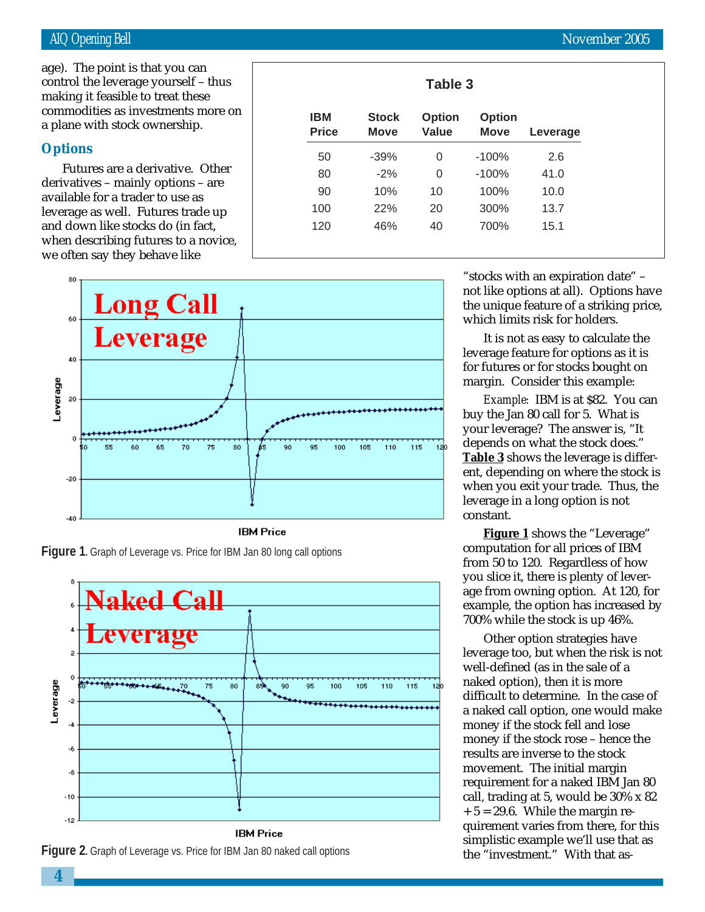age). The point is that you can control the leverage yourself – thus making it feasible to treat these commodities as investments more on a plane with stock ownership.

## Options

Futures are a derivative. Other derivatives – mainly options – are available for a trader to use as leverage as well. Futures trade up and down like stocks do (in fact, when describing futures to a novice, we often say they behave like "stocks with an expiration date" – not like options at all). Options have the unique feature of a striking price, which limits risk for holders.

**Table 3**

| IBM Price | Stock Move | Option Value | Option Move | Leverage |
|---|---|---|---|---|
| 50 | -39% | 0 | -100% | 2.6 |
| 80 | -2% | 0 | -100% | 41.0 |
| 90 | 10% | 10 | 100% | 10.0 |
| 100 | 22% | 20 | 300% | 13.7 |
| 120 | 46% | 40 | 700% | 15.1 |

**Figure 1**. Graph of Leverage vs. Price for IBM Jan 80 long call options

**Figure 2**. Graph of Leverage vs. Price for IBM Jan 80 naked call options

It is not as easy to calculate the leverage feature for options as it is for futures or for stocks bought on margin. Consider this example:

*Example:* IBM is at $82. You can buy the Jan 80 call for 5. What is your leverage? The answer is, "It depends on what the stock does." **Table 3** shows the leverage is different, depending on where the stock is when you exit your trade. Thus, the leverage in a long option is not constant.

**Figure 1** shows the "Leverage" computation for all prices of IBM from 50 to 120. Regardless of how you slice it, there is plenty of leverage from owning option. At 120, for example, the option has increased by 700% while the stock is up 46%.

Other option strategies have leverage too, but when the risk is not well-defined (as in the sale of a naked option), then it is more difficult to determine. In the case of a naked call option, one would make money if the stock fell and lose money if the stock rose – hence the results are inverse to the stock movement. The initial margin requirement for a naked IBM Jan 80 call, trading at 5, would be 30% x 82 + 5 = 29.6. While the margin requirement varies from there, for this simplistic example we'll use that as the "investment." With that as-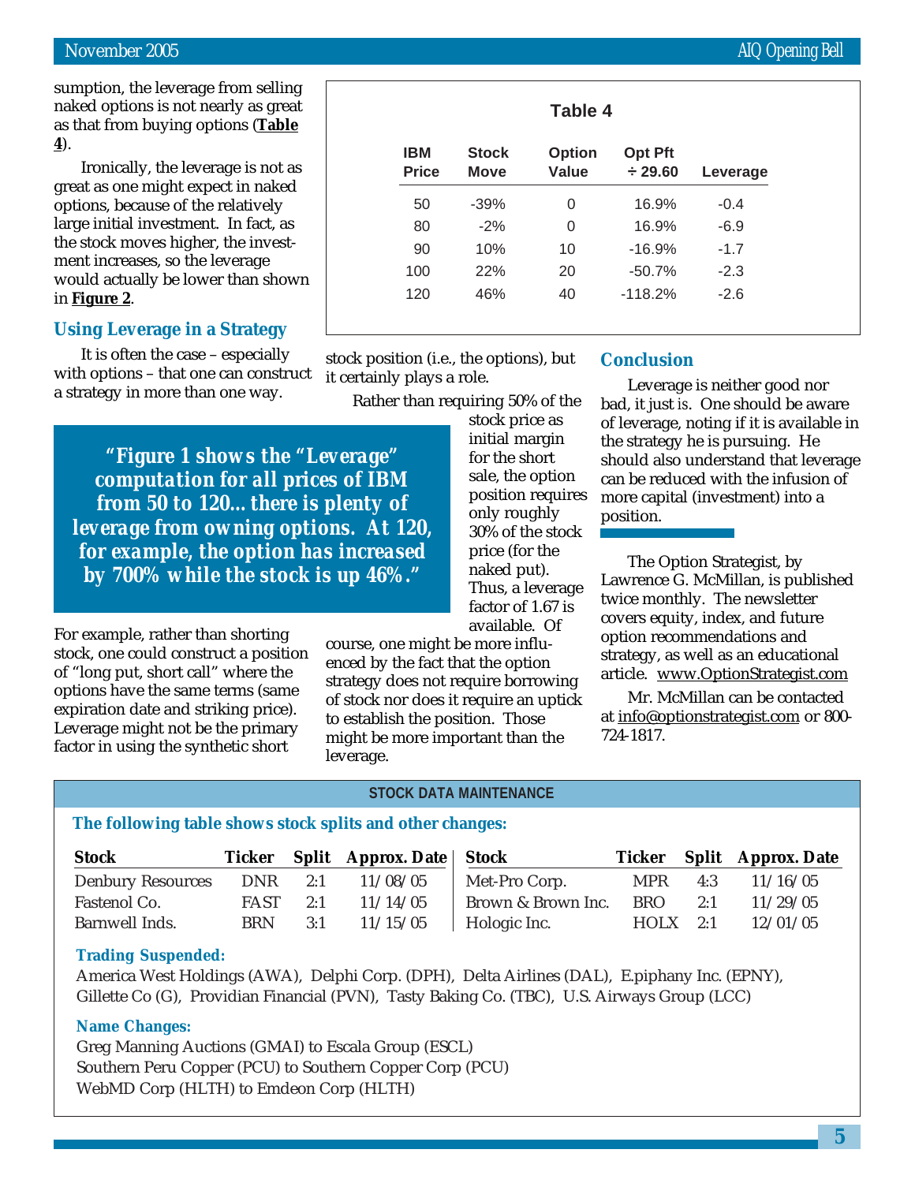sumption, the leverage from selling naked options is not nearly as great as that from buying options (**Table 4**).

Ironically, the leverage is not as great as one might expect in naked options, because of the relatively large initial investment. In fact, as the stock moves higher, the investment increases, so the leverage would actually be lower than shown in **Figure 2**.

**Table 4**

| IBM Price | Stock Move | Option Value | Opt Pft ÷ 29.60 | Leverage |
|---|---|---|---|---|
| 50 | -39% | 0 | 16.9% | -0.4 |
| 80 | -2% | 0 | 16.9% | -6.9 |
| 90 | 10% | 10 | -16.9% | -1.7 |
| 100 | 22% | 20 | -50.7% | -2.3 |
| 120 | 46% | 40 | -118.2% | -2.6 |

## Using Leverage in a Strategy

It is often the case – especially with options – that one can construct a strategy in more than one way.

> **"Figure 1 shows the "Leverage" computation for all prices of IBM from 50 to 120... there is plenty of leverage from owning options. At 120, for example, the option has increased by 700% while the stock is up 46%."**

For example, rather than shorting stock, one could construct a position of "long put, short call" where the options have the same terms (same expiration date and striking price). Leverage might not be the primary factor in using the synthetic short stock position (i.e., the options), but it certainly plays a role.

Rather than requiring 50% of the stock price as initial margin for the short sale, the option position requires only roughly 30% of the stock price (for the naked put). Thus, a leverage factor of 1.67 is available. Of course, one might be more influenced by the fact that the option strategy does not require borrowing of stock nor does it require an uptick to establish the position. Those might be more important than the leverage.

## Conclusion

Leverage is neither good nor bad, it just *is*. One should be aware of leverage, noting if it is available in the strategy he is pursuing. He should also understand that leverage can be reduced with the infusion of more capital (investment) into a position.

The Option Strategist, by Lawrence G. McMillan, is published twice monthly. The newsletter covers equity, index, and future option recommendations and strategy, as well as an educational article. www.OptionStrategist.com

Mr. McMillan can be contacted at info@optionstrategist.com or 800-724-1817.

## STOCK DATA MAINTENANCE

**The following table shows stock splits and other changes:**

| Stock | Ticker | Split | Approx. Date |
|---|---|---|---|
| Denbury Resources | DNR | 2:1 | 11/08/05 |
| Fastenol Co. | FAST | 2:1 | 11/14/05 |
| Barnwell Inds. | BRN | 3:1 | 11/15/05 |
| Met-Pro Corp. | MPR | 4:3 | 11/16/05 |
| Brown & Brown Inc. | BRO | 2:1 | 11/29/05 |
| Hologic Inc. | HOLX | 2:1 | 12/01/05 |

**Trading Suspended:**

America West Holdings (AWA), Delphi Corp. (DPH), Delta Airlines (DAL), E.piphany Inc. (EPNY), Gillette Co (G), Providian Financial (PVN), Tasty Baking Co. (TBC), U.S. Airways Group (LCC)

**Name Changes:**

Greg Manning Auctions (GMAI) to Escala Group (ESCL)
Southern Peru Copper (PCU) to Southern Copper Corp (PCU)
WebMD Corp (HLTH) to Emdeon Corp (HLTH)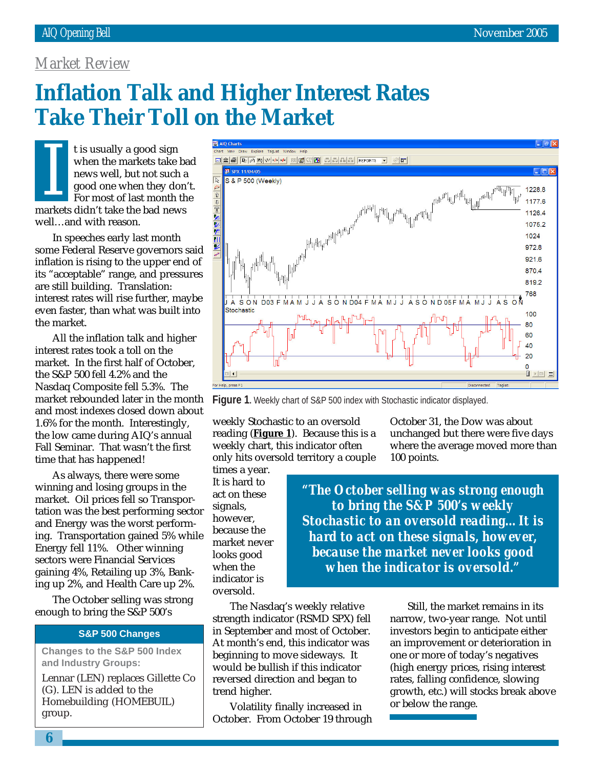*Market Review*

# Inflation Talk and Higher Interest Rates Take Their Toll on the Market

It is usually a good sign when the markets take bad news well, but not such a good one when they don't. For most of last month the markets didn't take the bad news well…and with reason.

In speeches early last month some Federal Reserve governors said inflation is rising to the upper end of its "acceptable" range, and pressures are still building. Translation: interest rates will rise further, maybe even faster, than what was built into the market.

All the inflation talk and higher interest rates took a toll on the market. In the first half of October, the S&P 500 fell 4.2% and the Nasdaq Composite fell 5.3%. The market rebounded later in the month and most indexes closed down about 1.6% for the month. Interestingly, the low came during AIQ's annual Fall Seminar. That wasn't the first time that has happened!

As always, there were some winning and losing groups in the market. Oil prices fell so Transportation was the best performing sector and Energy was the worst performing. Transportation gained 5% while Energy fell 11%. Other winning sectors were Financial Services gaining 4%, Retailing up 3%, Banking up 2%, and Health Care up 2%.

The October selling was strong enough to bring the S&P 500's weekly Stochastic to an oversold reading (**Figure 1**). Because this is a weekly chart, this indicator often only hits oversold territory a couple times a year. It is hard to act on these signals, however, because the market never looks good when the indicator is oversold.

**Figure 1**. Weekly chart of S&P 500 index with Stochastic indicator displayed.

> ***"The October selling was strong enough to bring the S&P 500's weekly Stochastic to an oversold reading… It is hard to act on these signals, however, because the market never looks good when the indicator is oversold."***

The Nasdaq's weekly relative strength indicator (RSMD SPX) fell in September and most of October. At month's end, this indicator was beginning to move sideways. It would be bullish if this indicator reversed direction and began to trend higher.

Volatility finally increased in October. From October 19 through October 31, the Dow was about unchanged but there were five days where the average moved more than 100 points.

Still, the market remains in its narrow, two-year range. Not until investors begin to anticipate either an improvement or deterioration in one or more of today's negatives (high energy prices, rising interest rates, falling confidence, slowing growth, etc.) will stocks break above or below the range.

---

**S&P 500 Changes**

**Changes to the S&P 500 Index and Industry Groups:**

Lennar (LEN) replaces Gillette Co (G). LEN is added to the Homebuilding (HOMEBUIL) group.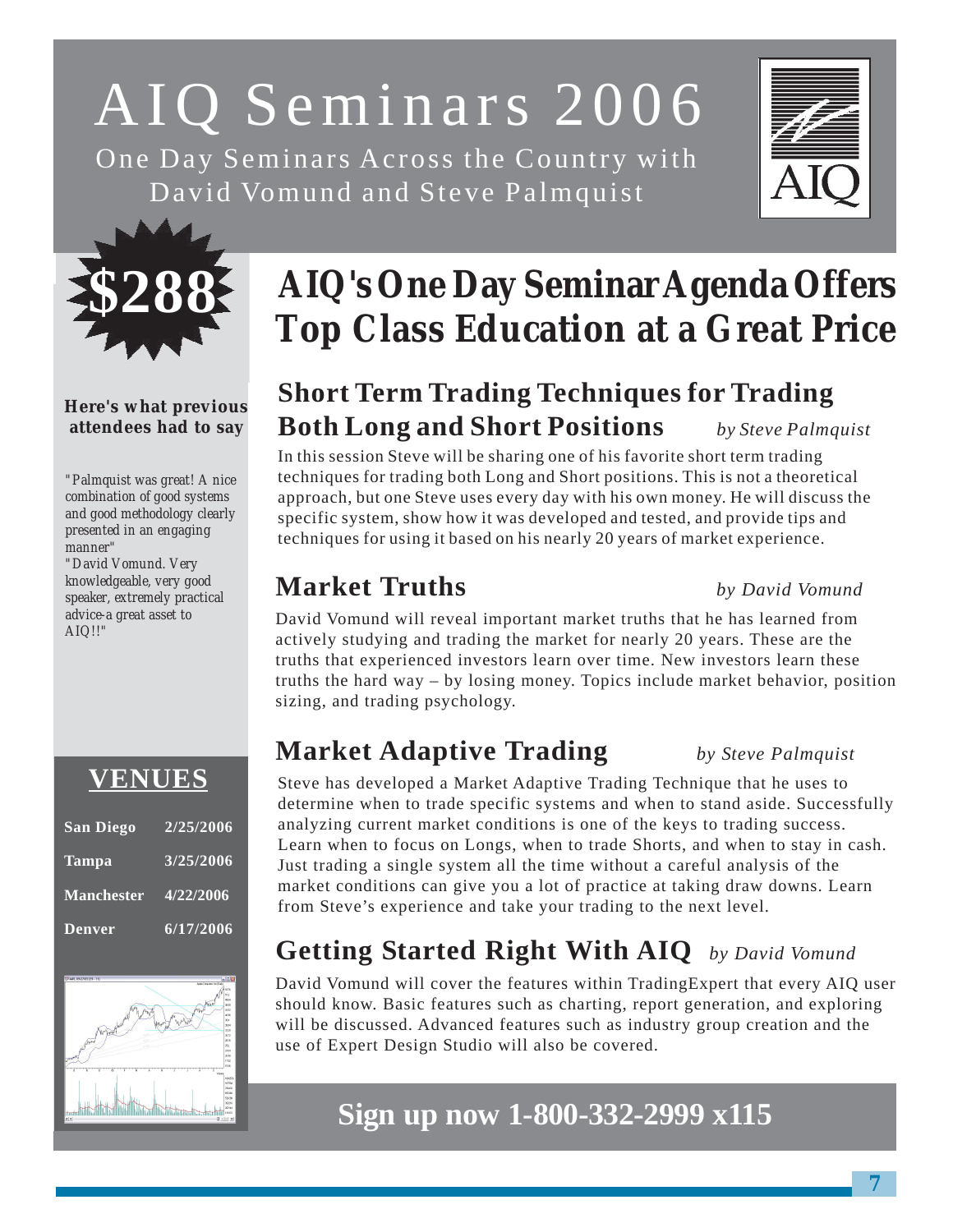# AIQ Seminars 2006

One Day Seminars Across the Country with David Vomund and Steve Palmquist

**$288**

## AIQ's One Day Seminar Agenda Offers Top Class Education at a Great Price

### Short Term Trading Techniques for Trading Both Long and Short Positions

*by Steve Palmquist*

In this session Steve will be sharing one of his favorite short term trading techniques for trading both Long and Short positions. This is not a theoretical approach, but one Steve uses every day with his own money. He will discuss the specific system, show how it was developed and tested, and provide tips and techniques for using it based on his nearly 20 years of market experience.

### Market Truths

*by David Vomund*

David Vomund will reveal important market truths that he has learned from actively studying and trading the market for nearly 20 years. These are the truths that experienced investors learn over time. New investors learn these truths the hard way – by losing money. Topics include market behavior, position sizing, and trading psychology.

### Market Adaptive Trading

*by Steve Palmquist*

Steve has developed a Market Adaptive Trading Technique that he uses to determine when to trade specific systems and when to stand aside. Successfully analyzing current market conditions is one of the keys to trading success. Learn when to focus on Longs, when to trade Shorts, and when to stay in cash. Just trading a single system all the time without a careful analysis of the market conditions can give you a lot of practice at taking draw downs. Learn from Steve's experience and take your trading to the next level.

### Getting Started Right With AIQ

*by David Vomund*

David Vomund will cover the features within TradingExpert that every AIQ user should know. Basic features such as charting, report generation, and exploring will be discussed. Advanced features such as industry group creation and the use of Expert Design Studio will also be covered.

**Sign up now 1-800-332-2999 x115**

**Here's what previous attendees had to say**

*"Palmquist was great! A nice combination of good systems and good methodology clearly presented in an engaging manner"*

*"David Vomund. Very knowledgeable, very good speaker, extremely practical advice-a great asset to AIQ!!"*

## VENUES

| Venue | Date |
|---|---|
| San Diego | 2/25/2006 |
| Tampa | 3/25/2006 |
| Manchester | 4/22/2006 |
| Denver | 6/17/2006 |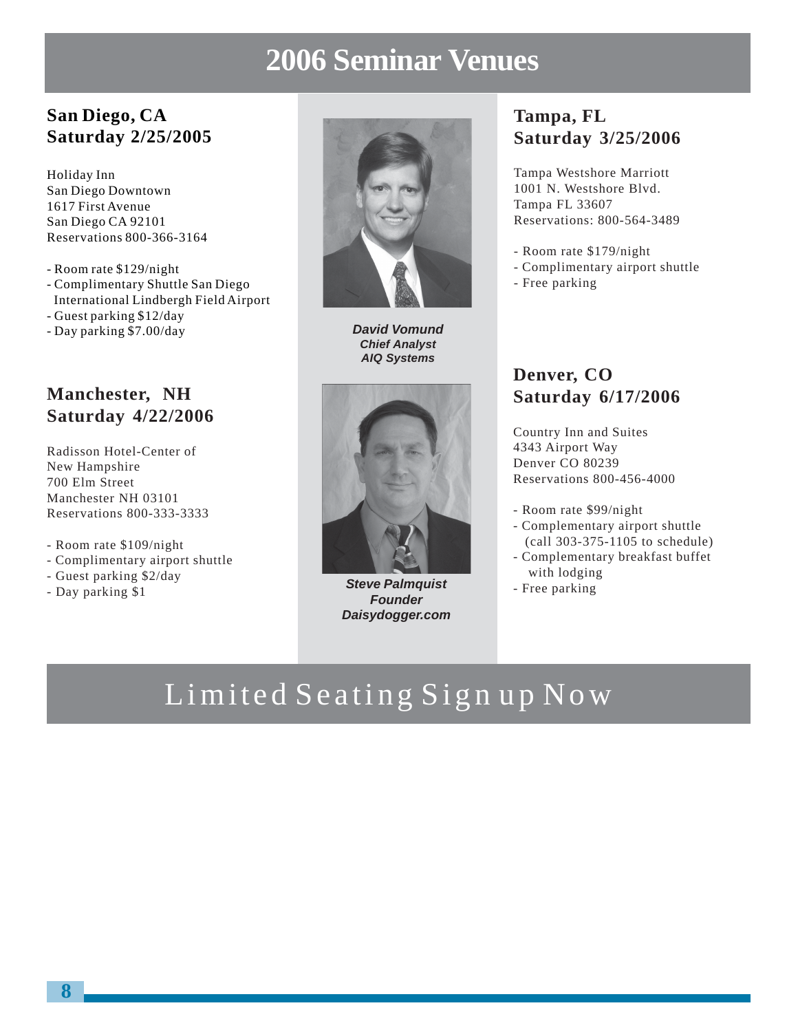# 2006 Seminar Venues

## San Diego, CA
## Saturday 2/25/2005

Holiday Inn
San Diego Downtown
1617 First Avenue
San Diego CA 92101
Reservations 800-366-3164

- Room rate $129/night
- Complimentary Shuttle San Diego International Lindbergh Field Airport
- Guest parking $12/day
- Day parking $7.00/day

## Manchester, NH
## Saturday 4/22/2006

Radisson Hotel-Center of
New Hampshire
700 Elm Street
Manchester NH 03101
Reservations 800-333-3333

- Room rate $109/night
- Complimentary airport shuttle
- Guest parking $2/day
- Day parking $1

***David Vomund***
***Chief Analyst***
***AIQ Systems***

***Steve Palmquist***
***Founder***
***Daisydogger.com***

## Tampa, FL
## Saturday 3/25/2006

Tampa Westshore Marriott
1001 N. Westshore Blvd.
Tampa FL 33607
Reservations: 800-564-3489

- Room rate $179/night
- Complimentary airport shuttle
- Free parking

## Denver, CO
## Saturday 6/17/2006

Country Inn and Suites
4343 Airport Way
Denver CO 80239
Reservations 800-456-4000

- Room rate $99/night
- Complementary airport shuttle (call 303-375-1105 to schedule)
- Complementary breakfast buffet with lodging
- Free parking

# Limited Seating Sign up Now